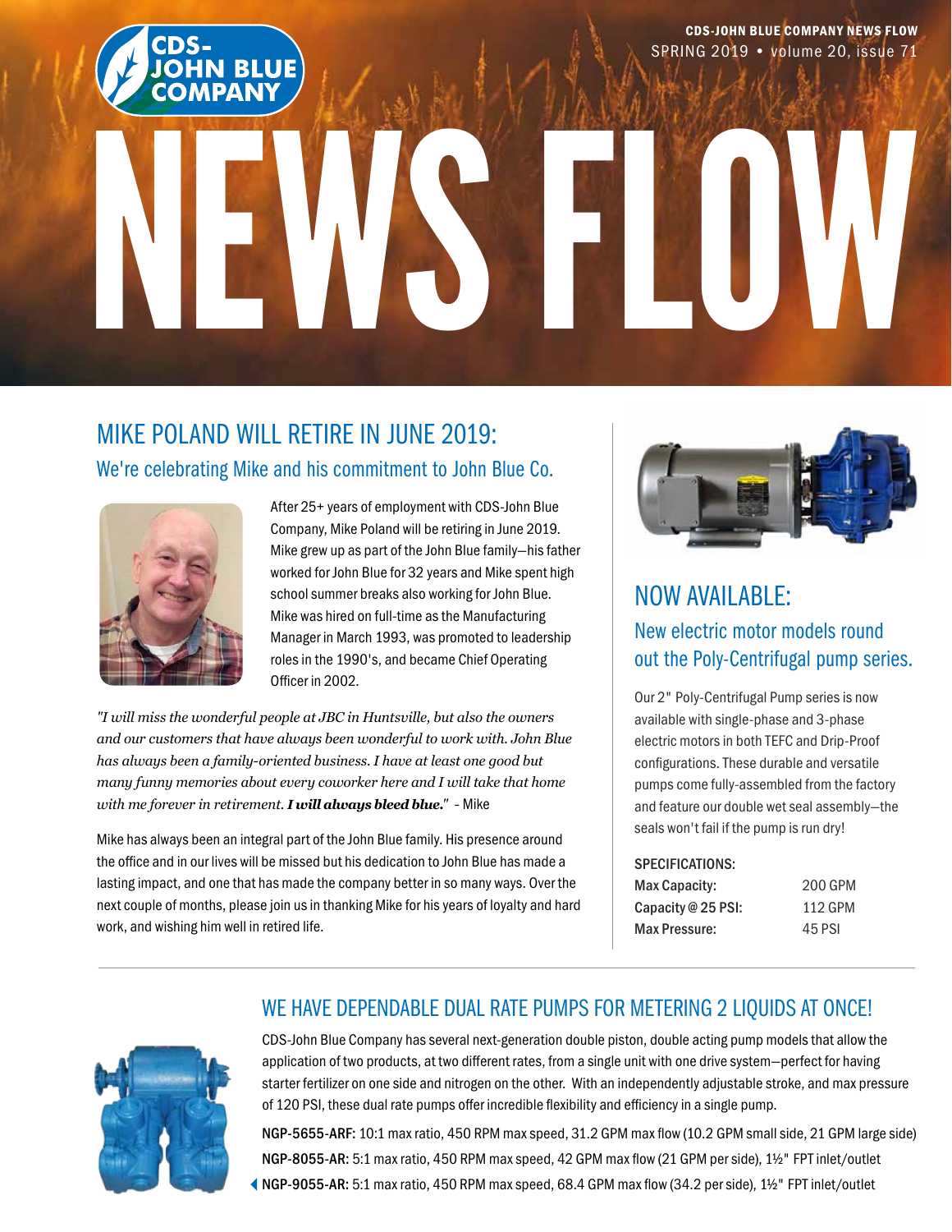CDS-JOHN BLUE COMPANY

CDS-JOHN BLUE COMPANY NEWS FLOW
SPRING 2019 • volume 20, issue 71

# NEWS FLOW

## MIKE POLAND WILL RETIRE IN JUNE 2019:
### We're celebrating Mike and his commitment to John Blue Co.

After 25+ years of employment with CDS-John Blue Company, Mike Poland will be retiring in June 2019. Mike grew up as part of the John Blue family—his father worked for John Blue for 32 years and Mike spent high school summer breaks also working for John Blue. Mike was hired on full-time as the Manufacturing Manager in March 1993, was promoted to leadership roles in the 1990's, and became Chief Operating Officer in 2002.

*"I will miss the wonderful people at JBC in Huntsville, but also the owners and our customers that have always been wonderful to work with. John Blue has always been a family-oriented business. I have at least one good but many funny memories about every coworker here and I will take that home with me forever in retirement.* ***I will always bleed blue.***" - Mike

Mike has always been an integral part of the John Blue family. His presence around the office and in our lives will be missed but his dedication to John Blue has made a lasting impact, and one that has made the company better in so many ways. Over the next couple of months, please join us in thanking Mike for his years of loyalty and hard work, and wishing him well in retired life.

## NOW AVAILABLE:
### New electric motor models round out the Poly-Centrifugal pump series.

Our 2" Poly-Centrifugal Pump series is now available with single-phase and 3-phase electric motors in both TEFC and Drip-Proof configurations. These durable and versatile pumps come fully-assembled from the factory and feature our double wet seal assembly—the seals won't fail if the pump is run dry!

SPECIFICATIONS:

| | |
|---|---|
| **Max Capacity:** | 200 GPM |
| **Capacity @ 25 PSI:** | 112 GPM |
| **Max Pressure:** | 45 PSI |

## WE HAVE DEPENDABLE DUAL RATE PUMPS FOR METERING 2 LIQUIDS AT ONCE!

CDS-John Blue Company has several next-generation double piston, double acting pump models that allow the application of two products, at two different rates, from a single unit with one drive system—perfect for having starter fertilizer on one side and nitrogen on the other. With an independently adjustable stroke, and max pressure of 120 PSI, these dual rate pumps offer incredible flexibility and efficiency in a single pump.

**NGP-5655-ARF:** 10:1 max ratio, 450 RPM max speed, 31.2 GPM max flow (10.2 GPM small side, 21 GPM large side)

**NGP-8055-AR:** 5:1 max ratio, 450 RPM max speed, 42 GPM max flow (21 GPM per side), 1½" FPT inlet/outlet

**NGP-9055-AR:** 5:1 max ratio, 450 RPM max speed, 68.4 GPM max flow (34.2 per side), 1½" FPT inlet/outlet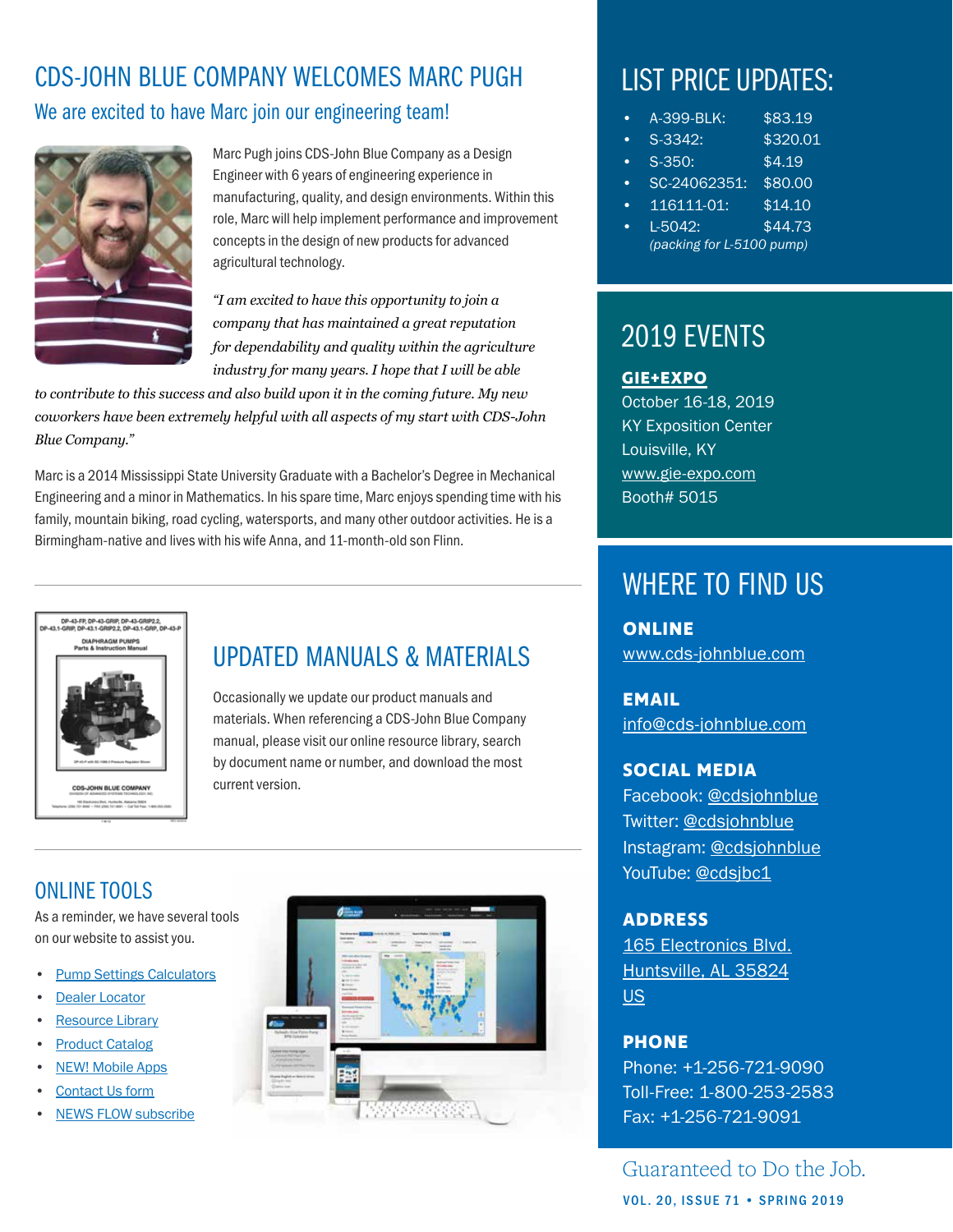## CDS-JOHN BLUE COMPANY WELCOMES MARC PUGH

### We are excited to have Marc join our engineering team!

Marc Pugh joins CDS-John Blue Company as a Design Engineer with 6 years of engineering experience in manufacturing, quality, and design environments. Within this role, Marc will help implement performance and improvement concepts in the design of new products for advanced agricultural technology.

*"I am excited to have this opportunity to join a company that has maintained a great reputation for dependability and quality within the agriculture industry for many years. I hope that I will be able to contribute to this success and also build upon it in the coming future. My new coworkers have been extremely helpful with all aspects of my start with CDS-John Blue Company."*

Marc is a 2014 Mississippi State University Graduate with a Bachelor's Degree in Mechanical Engineering and a minor in Mathematics. In his spare time, Marc enjoys spending time with his family, mountain biking, road cycling, watersports, and many other outdoor activities. He is a Birmingham-native and lives with his wife Anna, and 11-month-old son Flinn.

---

DP-43-FP, DP-43-GRIP, DP-43-GRIP2.2, DP-43.1-GRIP, DP-43.1-GRIP2.2, DP-43.1-GRP, DP-43-P
DIAPHRAGM PUMPS
Parts & Instruction Manual
CDS-JOHN BLUE COMPANY

## UPDATED MANUALS & MATERIALS

Occasionally we update our product manuals and materials. When referencing a CDS-John Blue Company manual, please visit our online resource library, search by document name or number, and download the most current version.

---

## ONLINE TOOLS

As a reminder, we have several tools on our website to assist you.

- Pump Settings Calculators
- Dealer Locator
- Resource Library
- Product Catalog
- NEW! Mobile Apps
- Contact Us form
- NEWS FLOW subscribe

## LIST PRICE UPDATES:

- A-399-BLK: $83.19
- S-3342: $320.01
- S-350: $4.19
- SC-24062351: $80.00
- 116111-01: $14.10
- L-5042: $44.73
  *(packing for L-5100 pump)*

## 2019 EVENTS

**GIE+EXPO**
October 16-18, 2019
KY Exposition Center
Louisville, KY
www.gie-expo.com
Booth# 5015

## WHERE TO FIND US

**ONLINE**
www.cds-johnblue.com

**EMAIL**
info@cds-johnblue.com

**SOCIAL MEDIA**
Facebook: @cdsjohnblue
Twitter: @cdsjohnblue
Instagram: @cdsjohnblue
YouTube: @cdsjbc1

**ADDRESS**
165 Electronics Blvd.
Huntsville, AL 35824
US

**PHONE**
Phone: +1-256-721-9090
Toll-Free: 1-800-253-2583
Fax: +1-256-721-9091

Guaranteed to Do the Job.